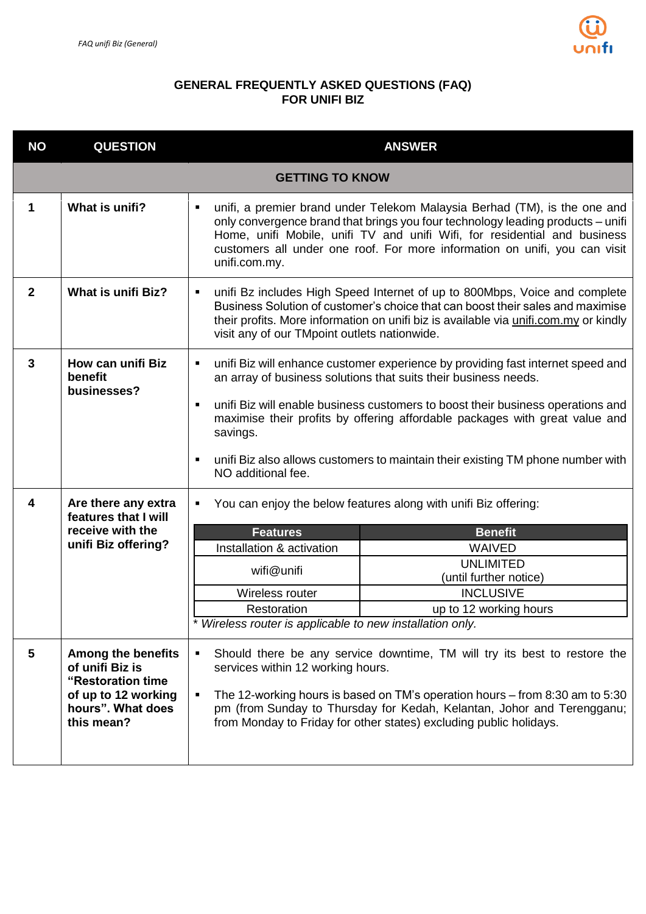# GENERAL FREQUENTLY ASKED QUESTIONS (FAQ) FOR UNIFI BIZ

| NO | QUESTION | ANSWER |
|---|---|---|
| | | **GETTING TO KNOW** |
| **1** | **What is unifi?** | ▪ unifi, a premier brand under Telekom Malaysia Berhad (TM), is the one and only convergence brand that brings you four technology leading products – unifi Home, unifi Mobile, unifi TV and unifi Wifi, for residential and business customers all under one roof. For more information on unifi, you can visit unifi.com.my. |
| **2** | **What is unifi Biz?** | ▪ unifi Bz includes High Speed Internet of up to 800Mbps, Voice and complete Business Solution of customer's choice that can boost their sales and maximise their profits. More information on unifi biz is available via unifi.com.my or kindly visit any of our TMpoint outlets nationwide. |
| **3** | **How can unifi Biz benefit businesses?** | ▪ unifi Biz will enhance customer experience by providing fast internet speed and an array of business solutions that suits their business needs.<br>▪ unifi Biz will enable business customers to boost their business operations and maximise their profits by offering affordable packages with great value and savings.<br>▪ unifi Biz also allows customers to maintain their existing TM phone number with NO additional fee. |
| **4** | **Are there any extra features that I will receive with the unifi Biz offering?** | ▪ You can enjoy the below features along with unifi Biz offering:<br><br>**Features** – **Benefit**<br>Installation & activation – WAIVED<br>wifi@unifi – UNLIMITED (until further notice)<br>Wireless router – INCLUSIVE<br>Restoration – up to 12 working hours<br><br>*\* Wireless router is applicable to new installation only.* |
| **5** | **Among the benefits of unifi Biz is "Restoration time of up to 12 working hours". What does this mean?** | ▪ Should there be any service downtime, TM will try its best to restore the services within 12 working hours.<br>▪ The 12-working hours is based on TM's operation hours – from 8:30 am to 5:30 pm (from Sunday to Thursday for Kedah, Kelantan, Johor and Terengganu; from Monday to Friday for other states) excluding public holidays. |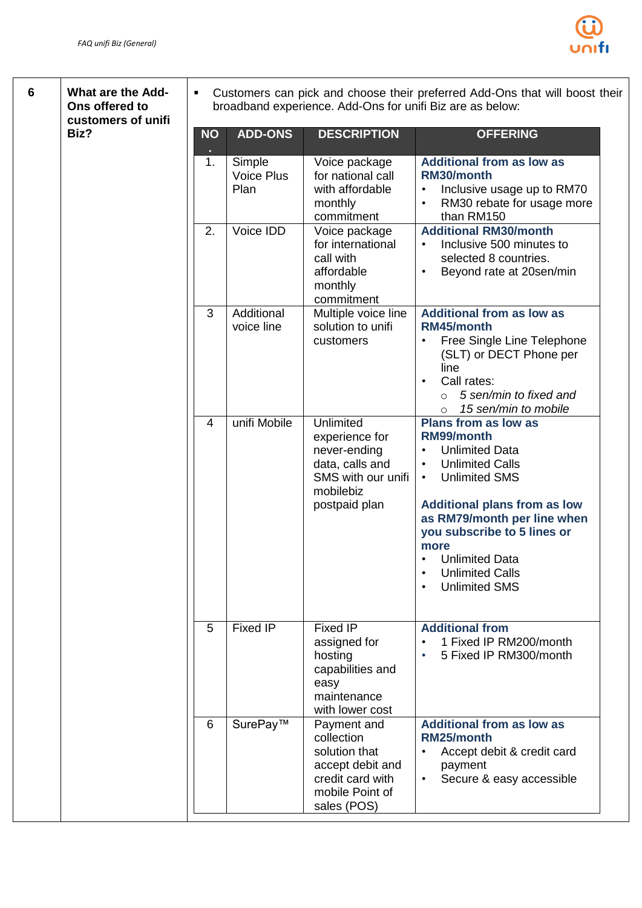**6** **What are the Add-Ons offered to customers of unifi Biz?**

- Customers can pick and choose their preferred Add-Ons that will boost their broadband experience. Add-Ons for unifi Biz are as below:

| NO. | ADD-ONS | DESCRIPTION | OFFERING |
|---|---|---|---|
| 1. | Simple Voice Plus Plan | Voice package for national call with affordable monthly commitment | **Additional from as low as RM30/month**<br>• Inclusive usage up to RM70<br>• RM30 rebate for usage more than RM150 |
| 2. | Voice IDD | Voice package for international call with affordable monthly commitment | **Additional RM30/month**<br>• Inclusive 500 minutes to selected 8 countries.<br>• Beyond rate at 20sen/min |
| 3 | Additional voice line | Multiple voice line solution to unifi customers | **Additional from as low as RM45/month**<br>• Free Single Line Telephone (SLT) or DECT Phone per line<br>• Call rates:<br>○ *5 sen/min to fixed and*<br>○ *15 sen/min to mobile* |
| 4 | unifi Mobile | Unlimited experience for never-ending data, calls and SMS with our unifi mobilebiz postpaid plan | **Plans from as low as RM99/month**<br>• Unlimited Data<br>• Unlimited Calls<br>• Unlimited SMS<br><br>**Additional plans from as low as RM79/month per line when you subscribe to 5 lines or more**<br>• Unlimited Data<br>• Unlimited Calls<br>• Unlimited SMS |
| 5 | Fixed IP | Fixed IP assigned for hosting capabilities and easy maintenance with lower cost | **Additional from**<br>• 1 Fixed IP RM200/month<br>• 5 Fixed IP RM300/month |
| 6 | SurePay™ | Payment and collection solution that accept debit and credit card with mobile Point of sales (POS) | **Additional from as low as RM25/month**<br>• Accept debit & credit card payment<br>• Secure & easy accessible |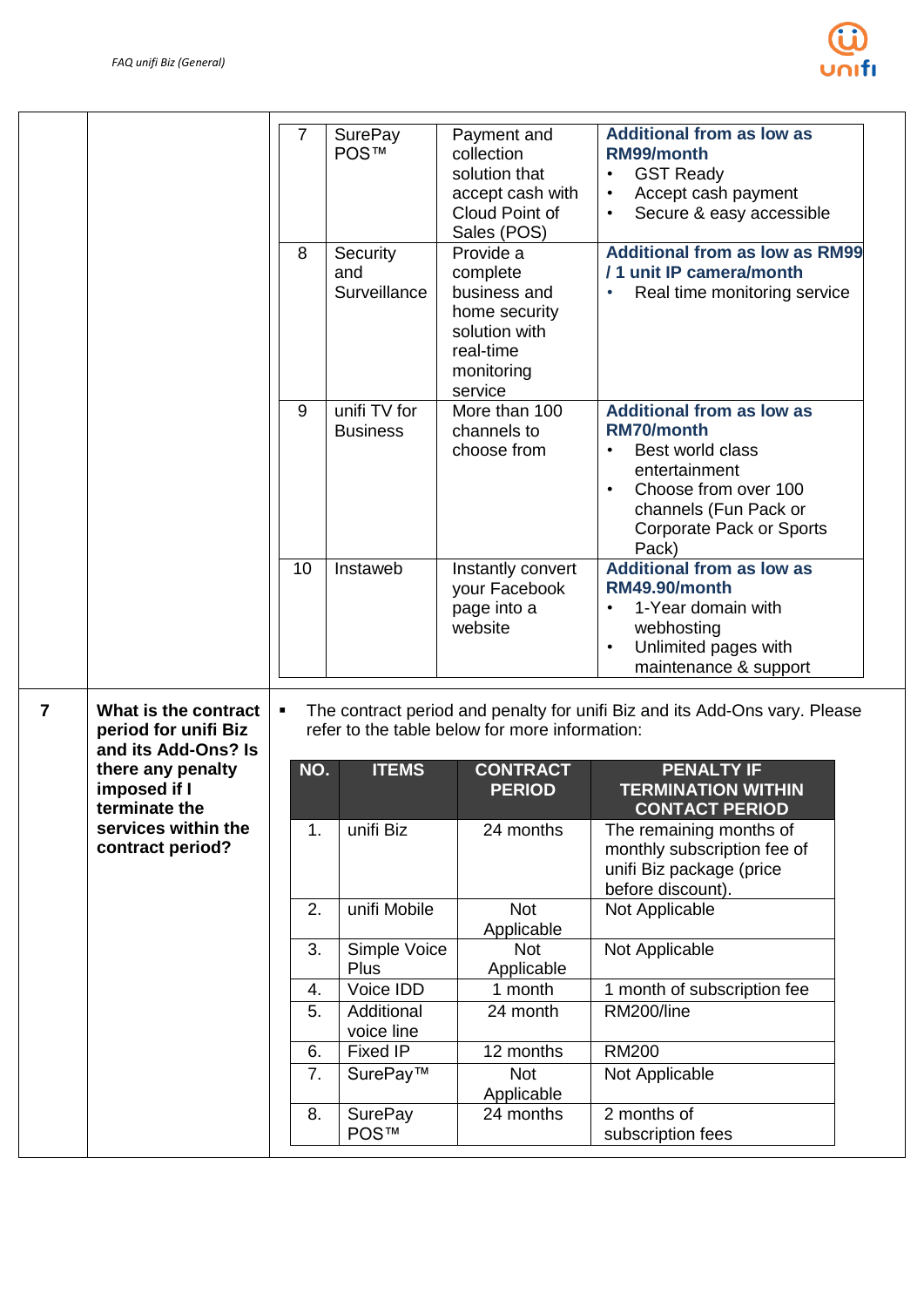| 7 | SurePay POS™ | Payment and collection solution that accept cash with Cloud Point of Sales (POS) | **Additional from as low as RM99/month**<br>• GST Ready<br>• Accept cash payment<br>• Secure & easy accessible |
|---|---|---|---|
| 8 | Security and Surveillance | Provide a complete business and home security solution with real-time monitoring service | **Additional from as low as RM99 / 1 unit IP camera/month**<br>• Real time monitoring service |
| 9 | unifi TV for Business | More than 100 channels to choose from | **Additional from as low as RM70/month**<br>• Best world class entertainment<br>• Choose from over 100 channels (Fun Pack or Corporate Pack or Sports Pack) |
| 10 | Instaweb | Instantly convert your Facebook page into a website | **Additional from as low as RM49.90/month**<br>• 1-Year domain with webhosting<br>• Unlimited pages with maintenance & support |

**7. What is the contract period for unifi Biz and its Add-Ons? Is there any penalty imposed if I terminate the services within the contract period?**

- The contract period and penalty for unifi Biz and its Add-Ons vary. Please refer to the table below for more information:

| NO. | ITEMS | CONTRACT PERIOD | PENALTY IF TERMINATION WITHIN CONTACT PERIOD |
|---|---|---|---|
| 1. | unifi Biz | 24 months | The remaining months of monthly subscription fee of unifi Biz package (price before discount). |
| 2. | unifi Mobile | Not Applicable | Not Applicable |
| 3. | Simple Voice Plus | Not Applicable | Not Applicable |
| 4. | Voice IDD | 1 month | 1 month of subscription fee |
| 5. | Additional voice line | 24 month | RM200/line |
| 6. | Fixed IP | 12 months | RM200 |
| 7. | SurePay™ | Not Applicable | Not Applicable |
| 8. | SurePay POS™ | 24 months | 2 months of subscription fees |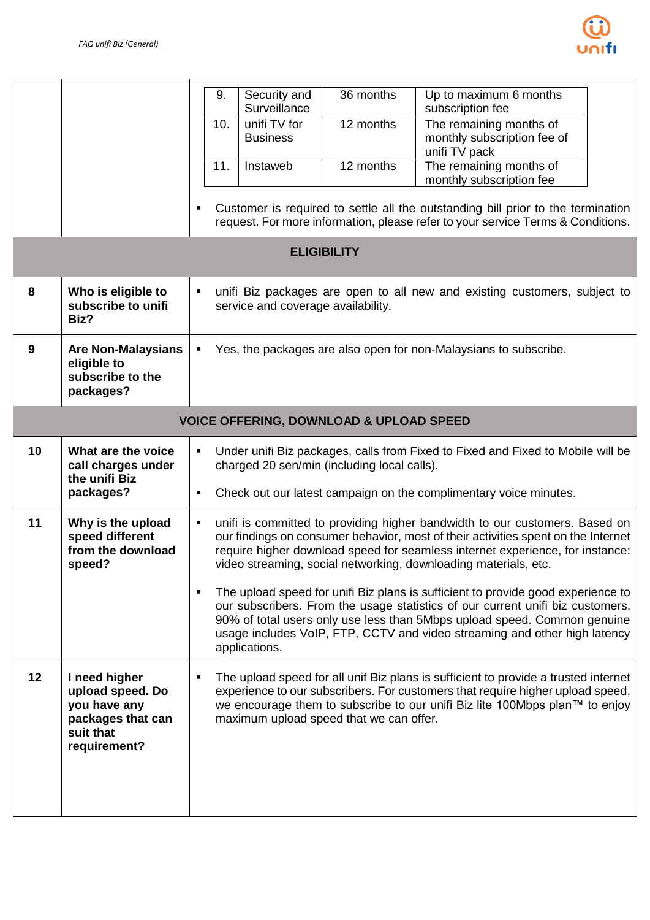| | | |
|---|---|---|
| 9. | Security and Surveillance | 36 months | Up to maximum 6 months subscription fee |
| 10. | unifi TV for Business | 12 months | The remaining months of monthly subscription fee of unifi TV pack |
| 11. | Instaweb | 12 months | The remaining months of monthly subscription fee |

- Customer is required to settle all the outstanding bill prior to the termination request. For more information, please refer to your service Terms & Conditions.

| | | |
|---|---|---|
| **ELIGIBILITY** | | |
| 8 | **Who is eligible to subscribe to unifi Biz?** | ▪ unifi Biz packages are open to all new and existing customers, subject to service and coverage availability. |
| 9 | **Are Non-Malaysians eligible to subscribe to the packages?** | ▪ Yes, the packages are also open for non-Malaysians to subscribe. |
| **VOICE OFFERING, DOWNLOAD & UPLOAD SPEED** | | |
| 10 | **What are the voice call charges under the unifi Biz packages?** | ▪ Under unifi Biz packages, calls from Fixed to Fixed and Fixed to Mobile will be charged 20 sen/min (including local calls).<br>▪ Check out our latest campaign on the complimentary voice minutes. |
| 11 | **Why is the upload speed different from the download speed?** | ▪ unifi is committed to providing higher bandwidth to our customers. Based on our findings on consumer behavior, most of their activities spent on the Internet require higher download speed for seamless internet experience, for instance: video streaming, social networking, downloading materials, etc.<br>▪ The upload speed for unifi Biz plans is sufficient to provide good experience to our subscribers. From the usage statistics of our current unifi biz customers, 90% of total users only use less than 5Mbps upload speed. Common genuine usage includes VoIP, FTP, CCTV and video streaming and other high latency applications. |
| 12 | **I need higher upload speed. Do you have any packages that can suit that requirement?** | ▪ The upload speed for all unif Biz plans is sufficient to provide a trusted internet experience to our subscribers. For customers that require higher upload speed, we encourage them to subscribe to our unifi Biz lite 100Mbps plan™ to enjoy maximum upload speed that we can offer. |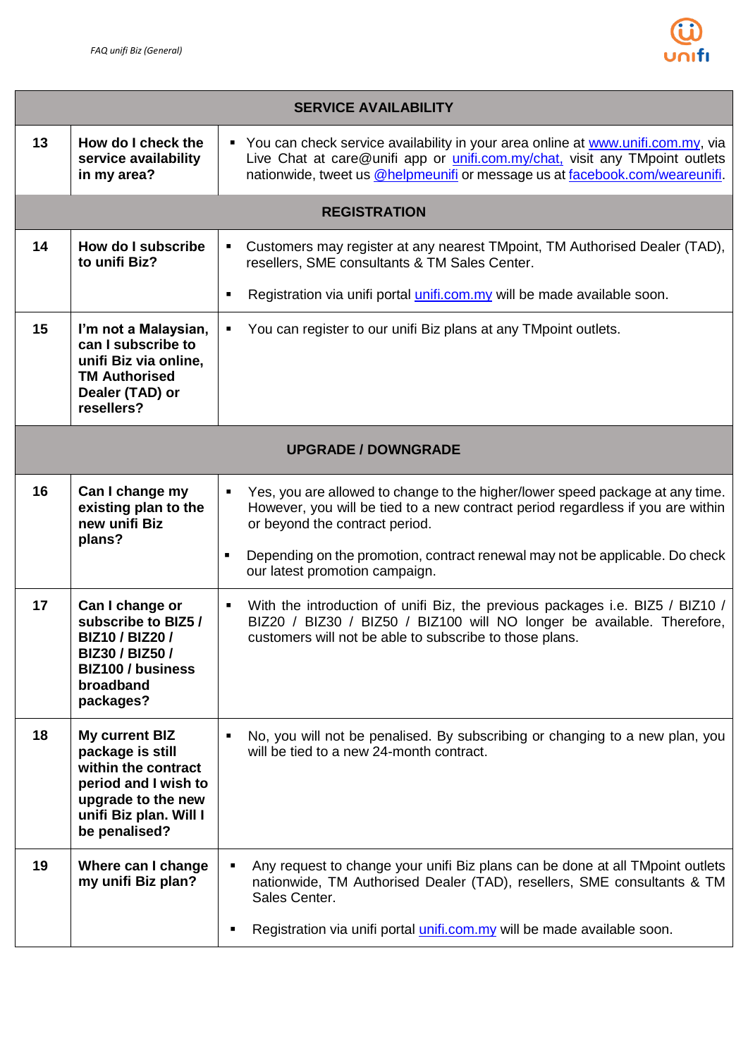| | | |
|---|---|---|
| **SERVICE AVAILABILITY** | | |
| **13** | **How do I check the service availability in my area?** | ▪ You can check service availability in your area online at www.unifi.com.my, via Live Chat at care@unifi app or unifi.com.my/chat, visit any TMpoint outlets nationwide, tweet us @helpmeunifi or message us at facebook.com/weareunifi. |
| **REGISTRATION** | | |
| **14** | **How do I subscribe to unifi Biz?** | ▪ Customers may register at any nearest TMpoint, TM Authorised Dealer (TAD), resellers, SME consultants & TM Sales Center.<br>▪ Registration via unifi portal unifi.com.my will be made available soon. |
| **15** | **I'm not a Malaysian, can I subscribe to unifi Biz via online, TM Authorised Dealer (TAD) or resellers?** | ▪ You can register to our unifi Biz plans at any TMpoint outlets. |
| **UPGRADE / DOWNGRADE** | | |
| **16** | **Can I change my existing plan to the new unifi Biz plans?** | ▪ Yes, you are allowed to change to the higher/lower speed package at any time. However, you will be tied to a new contract period regardless if you are within or beyond the contract period.<br>▪ Depending on the promotion, contract renewal may not be applicable. Do check our latest promotion campaign. |
| **17** | **Can I change or subscribe to BIZ5 / BIZ10 / BIZ20 / BIZ30 / BIZ50 / BIZ100 / business broadband packages?** | ▪ With the introduction of unifi Biz, the previous packages i.e. BIZ5 / BIZ10 / BIZ20 / BIZ30 / BIZ50 / BIZ100 will NO longer be available. Therefore, customers will not be able to subscribe to those plans. |
| **18** | **My current BIZ package is still within the contract period and I wish to upgrade to the new unifi Biz plan. Will I be penalised?** | ▪ No, you will not be penalised. By subscribing or changing to a new plan, you will be tied to a new 24-month contract. |
| **19** | **Where can I change my unifi Biz plan?** | ▪ Any request to change your unifi Biz plans can be done at all TMpoint outlets nationwide, TM Authorised Dealer (TAD), resellers, SME consultants & TM Sales Center.<br>▪ Registration via unifi portal unifi.com.my will be made available soon. |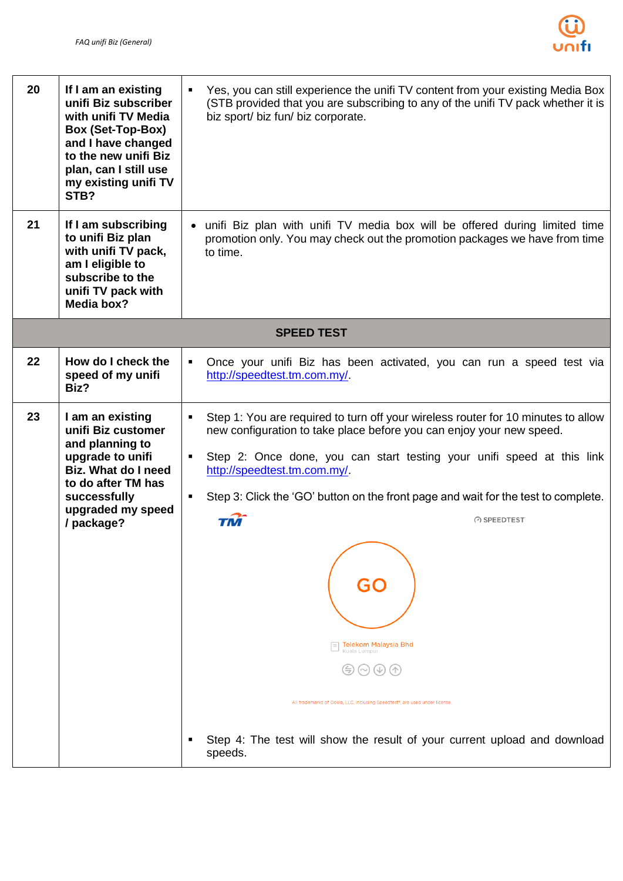| | | |
|---|---|---|
| **20** | **If I am an existing unifi Biz subscriber with unifi TV Media Box (Set-Top-Box) and I have changed to the new unifi Biz plan, can I still use my existing unifi TV STB?** | ▪ Yes, you can still experience the unifi TV content from your existing Media Box (STB provided that you are subscribing to any of the unifi TV pack whether it is biz sport/ biz fun/ biz corporate. |
| **21** | **If I am subscribing to unifi Biz plan with unifi TV pack, am I eligible to subscribe to the unifi TV pack with Media box?** | • unifi Biz plan with unifi TV media box will be offered during limited time promotion only. You may check out the promotion packages we have from time to time. |
| | | **SPEED TEST** |
| **22** | **How do I check the speed of my unifi Biz?** | ▪ Once your unifi Biz has been activated, you can run a speed test via http://speedtest.tm.com.my/. |
| **23** | **I am an existing unifi Biz customer and planning to upgrade to unifi Biz. What do I need to do after TM has successfully upgraded my speed / package?** | ▪ Step 1: You are required to turn off your wireless router for 10 minutes to allow new configuration to take place before you can enjoy your new speed.<br>▪ Step 2: Once done, you can start testing your unifi speed at this link http://speedtest.tm.com.my/.<br>▪ Step 3: Click the 'GO' button on the front page and wait for the test to complete.<br>TM SPEEDTEST GO Telekom Malaysia Bhd Kuala Lumpur All trademarks of Ookla, LLC, including Speedtest®, are used under license.<br>▪ Step 4: The test will show the result of your current upload and download speeds. |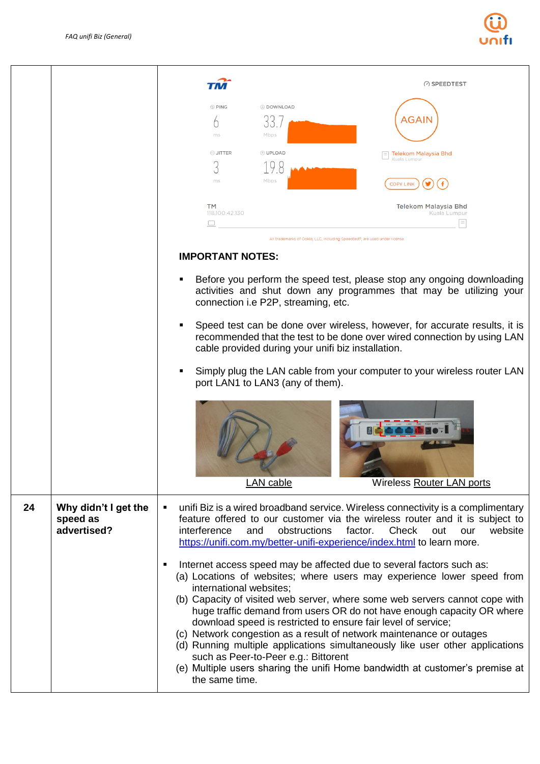| | | |
|---|---|---|
| | | **IMPORTANT NOTES:**<br><br>▪ Before you perform the speed test, please stop any ongoing downloading activities and shut down any programmes that may be utilizing your connection i.e P2P, streaming, etc.<br><br>▪ Speed test can be done over wireless, however, for accurate results, it is recommended that the test to be done over wired connection by using LAN cable provided during your unifi biz installation.<br><br>▪ Simply plug the LAN cable from your computer to your wireless router LAN port LAN1 to LAN3 (any of them).<br><br>LAN cable &nbsp;&nbsp;&nbsp;&nbsp; Wireless Router LAN ports |
| **24** | **Why didn't I get the speed as advertised?** | ▪ unifi Biz is a wired broadband service. Wireless connectivity is a complimentary feature offered to our customer via the wireless router and it is subject to interference and obstructions factor. Check out our website https://unifi.com.my/better-unifi-experience/index.html to learn more.<br><br>▪ Internet access speed may be affected due to several factors such as:<br>(a) Locations of websites; where users may experience lower speed from international websites;<br>(b) Capacity of visited web server, where some web servers cannot cope with huge traffic demand from users OR do not have enough capacity OR where download speed is restricted to ensure fair level of service;<br>(c) Network congestion as a result of network maintenance or outages<br>(d) Running multiple applications simultaneously like user other applications such as Peer-to-Peer e.g.: Bittorent<br>(e) Multiple users sharing the unifi Home bandwidth at customer's premise at the same time. |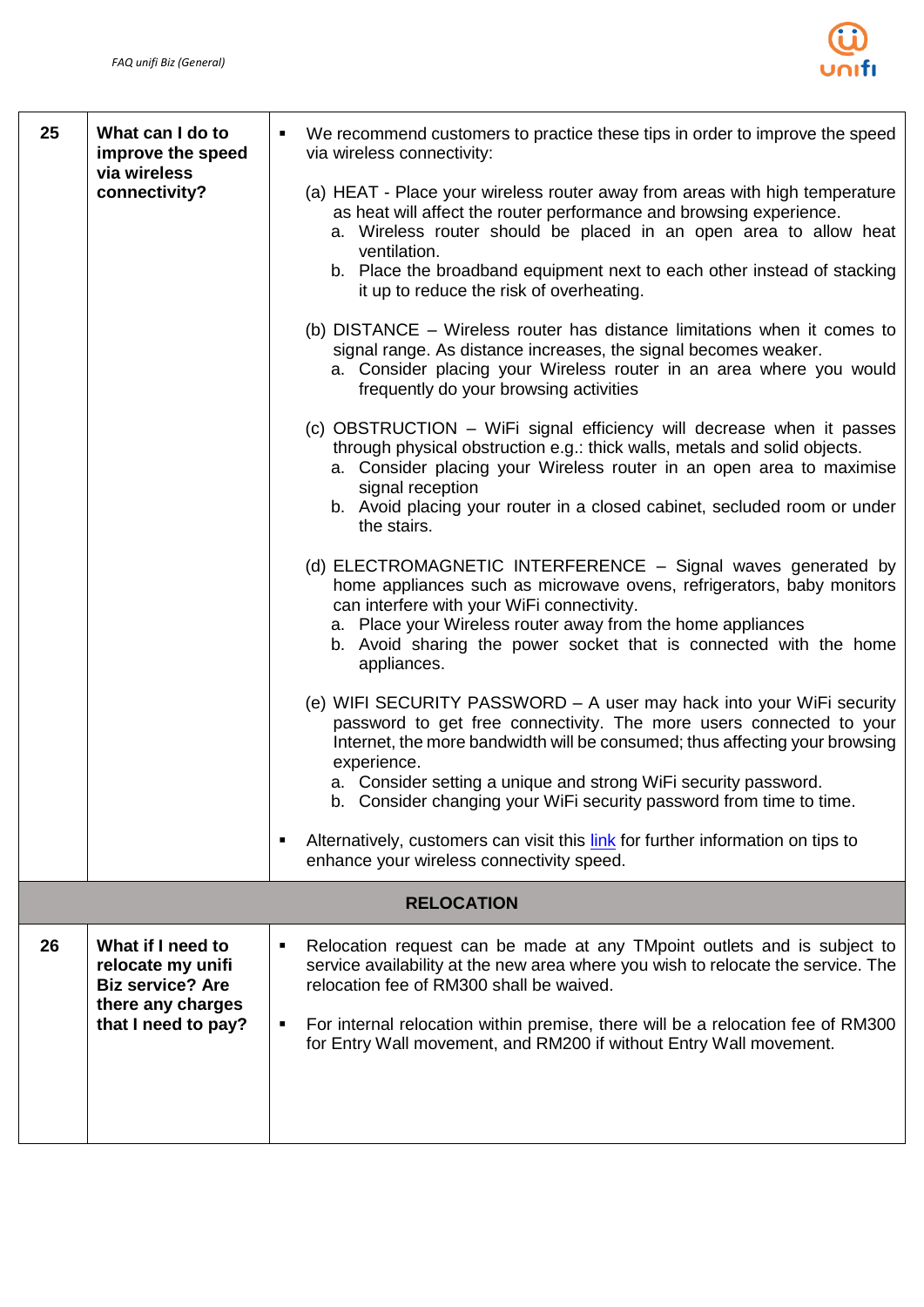| 25 | **What can I do to improve the speed via wireless connectivity?** | ▪ We recommend customers to practice these tips in order to improve the speed via wireless connectivity:<br><br>(a) HEAT - Place your wireless router away from areas with high temperature as heat will affect the router performance and browsing experience.<br>a. Wireless router should be placed in an open area to allow heat ventilation.<br>b. Place the broadband equipment next to each other instead of stacking it up to reduce the risk of overheating.<br><br>(b) DISTANCE – Wireless router has distance limitations when it comes to signal range. As distance increases, the signal becomes weaker.<br>a. Consider placing your Wireless router in an area where you would frequently do your browsing activities<br><br>(c) OBSTRUCTION – WiFi signal efficiency will decrease when it passes through physical obstruction e.g.: thick walls, metals and solid objects.<br>a. Consider placing your Wireless router in an open area to maximise signal reception<br>b. Avoid placing your router in a closed cabinet, secluded room or under the stairs.<br><br>(d) ELECTROMAGNETIC INTERFERENCE – Signal waves generated by home appliances such as microwave ovens, refrigerators, baby monitors can interfere with your WiFi connectivity.<br>a. Place your Wireless router away from the home appliances<br>b. Avoid sharing the power socket that is connected with the home appliances.<br><br>(e) WIFI SECURITY PASSWORD – A user may hack into your WiFi security password to get free connectivity. The more users connected to your Internet, the more bandwidth will be consumed; thus affecting your browsing experience.<br>a. Consider setting a unique and strong WiFi security password.<br>b. Consider changing your WiFi security password from time to time.<br><br>▪ Alternatively, customers can visit this link for further information on tips to enhance your wireless connectivity speed. |
|---|---|---|
| | **RELOCATION** | |
| 26 | **What if I need to relocate my unifi Biz service? Are there any charges that I need to pay?** | ▪ Relocation request can be made at any TMpoint outlets and is subject to service availability at the new area where you wish to relocate the service. The relocation fee of RM300 shall be waived.<br><br>▪ For internal relocation within premise, there will be a relocation fee of RM300 for Entry Wall movement, and RM200 if without Entry Wall movement. |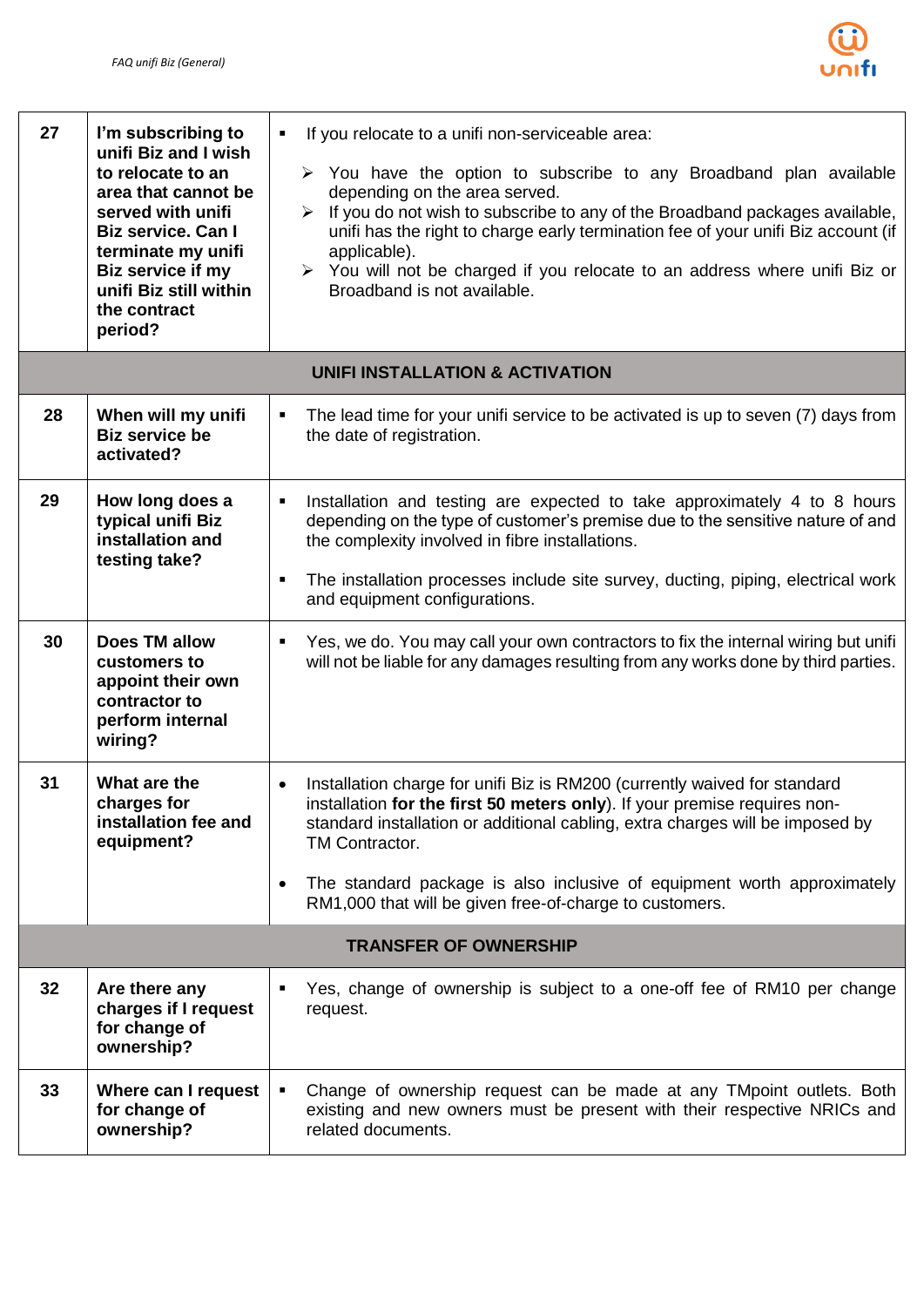| | | |
|---|---|---|
| 27 | **I'm subscribing to unifi Biz and I wish to relocate to an area that cannot be served with unifi Biz service. Can I terminate my unifi Biz service if my unifi Biz still within the contract period?** | ▪ If you relocate to a unifi non-serviceable area:<br>➢ You have the option to subscribe to any Broadband plan available depending on the area served.<br>➢ If you do not wish to subscribe to any of the Broadband packages available, unifi has the right to charge early termination fee of your unifi Biz account (if applicable).<br>➢ You will not be charged if you relocate to an address where unifi Biz or Broadband is not available. |
| **UNIFI INSTALLATION & ACTIVATION** | | |
| 28 | **When will my unifi Biz service be activated?** | ▪ The lead time for your unifi service to be activated is up to seven (7) days from the date of registration. |
| 29 | **How long does a typical unifi Biz installation and testing take?** | ▪ Installation and testing are expected to take approximately 4 to 8 hours depending on the type of customer's premise due to the sensitive nature of and the complexity involved in fibre installations.<br>▪ The installation processes include site survey, ducting, piping, electrical work and equipment configurations. |
| 30 | **Does TM allow customers to appoint their own contractor to perform internal wiring?** | ▪ Yes, we do. You may call your own contractors to fix the internal wiring but unifi will not be liable for any damages resulting from any works done by third parties. |
| 31 | **What are the charges for installation fee and equipment?** | • Installation charge for unifi Biz is RM200 (currently waived for standard installation **for the first 50 meters only**). If your premise requires non-standard installation or additional cabling, extra charges will be imposed by TM Contractor.<br>• The standard package is also inclusive of equipment worth approximately RM1,000 that will be given free-of-charge to customers. |
| **TRANSFER OF OWNERSHIP** | | |
| 32 | **Are there any charges if I request for change of ownership?** | ▪ Yes, change of ownership is subject to a one-off fee of RM10 per change request. |
| 33 | **Where can I request for change of ownership?** | ▪ Change of ownership request can be made at any TMpoint outlets. Both existing and new owners must be present with their respective NRICs and related documents. |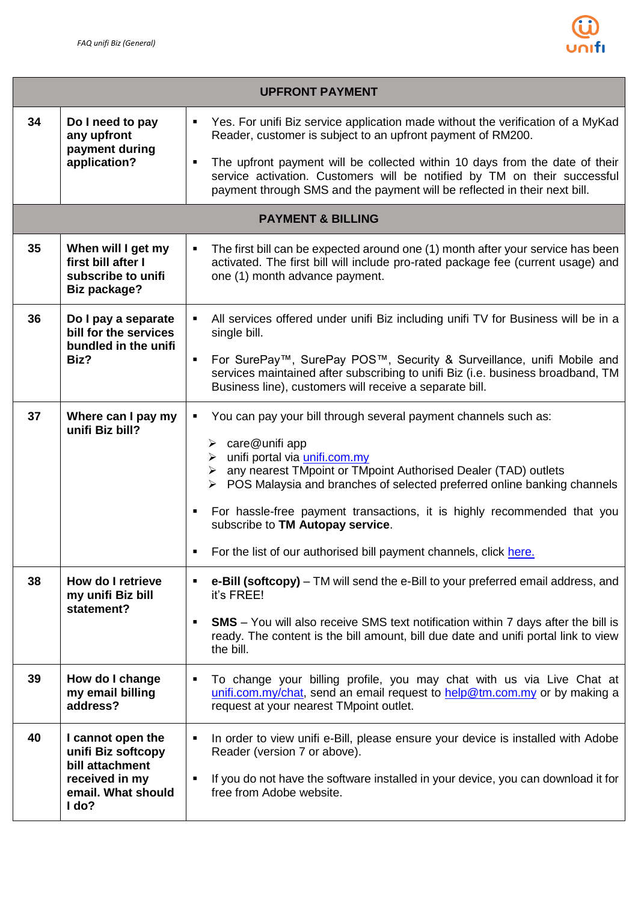| | | |
|---|---|---|
| **UPFRONT PAYMENT** | | |
| **34** | **Do I need to pay any upfront payment during application?** | ▪ Yes. For unifi Biz service application made without the verification of a MyKad Reader, customer is subject to an upfront payment of RM200.<br>▪ The upfront payment will be collected within 10 days from the date of their service activation. Customers will be notified by TM on their successful payment through SMS and the payment will be reflected in their next bill. |
| **PAYMENT & BILLING** | | |
| **35** | **When will I get my first bill after I subscribe to unifi Biz package?** | ▪ The first bill can be expected around one (1) month after your service has been activated. The first bill will include pro-rated package fee (current usage) and one (1) month advance payment. |
| **36** | **Do I pay a separate bill for the services bundled in the unifi Biz?** | ▪ All services offered under unifi Biz including unifi TV for Business will be in a single bill.<br>▪ For SurePay™, SurePay POS™, Security & Surveillance, unifi Mobile and services maintained after subscribing to unifi Biz (i.e. business broadband, TM Business line), customers will receive a separate bill. |
| **37** | **Where can I pay my unifi Biz bill?** | ▪ You can pay your bill through several payment channels such as:<br>➢ care@unifi app<br>➢ unifi portal via unifi.com.my<br>➢ any nearest TMpoint or TMpoint Authorised Dealer (TAD) outlets<br>➢ POS Malaysia and branches of selected preferred online banking channels<br>▪ For hassle-free payment transactions, it is highly recommended that you subscribe to **TM Autopay service**.<br>▪ For the list of our authorised bill payment channels, click here. |
| **38** | **How do I retrieve my unifi Biz bill statement?** | ▪ **e-Bill (softcopy)** – TM will send the e-Bill to your preferred email address, and it's FREE!<br>▪ **SMS** – You will also receive SMS text notification within 7 days after the bill is ready. The content is the bill amount, bill due date and unifi portal link to view the bill. |
| **39** | **How do I change my email billing address?** | ▪ To change your billing profile, you may chat with us via Live Chat at unifi.com.my/chat, send an email request to help@tm.com.my or by making a request at your nearest TMpoint outlet. |
| **40** | **I cannot open the unifi Biz softcopy bill attachment received in my email. What should I do?** | ▪ In order to view unifi e-Bill, please ensure your device is installed with Adobe Reader (version 7 or above).<br>▪ If you do not have the software installed in your device, you can download it for free from Adobe website. |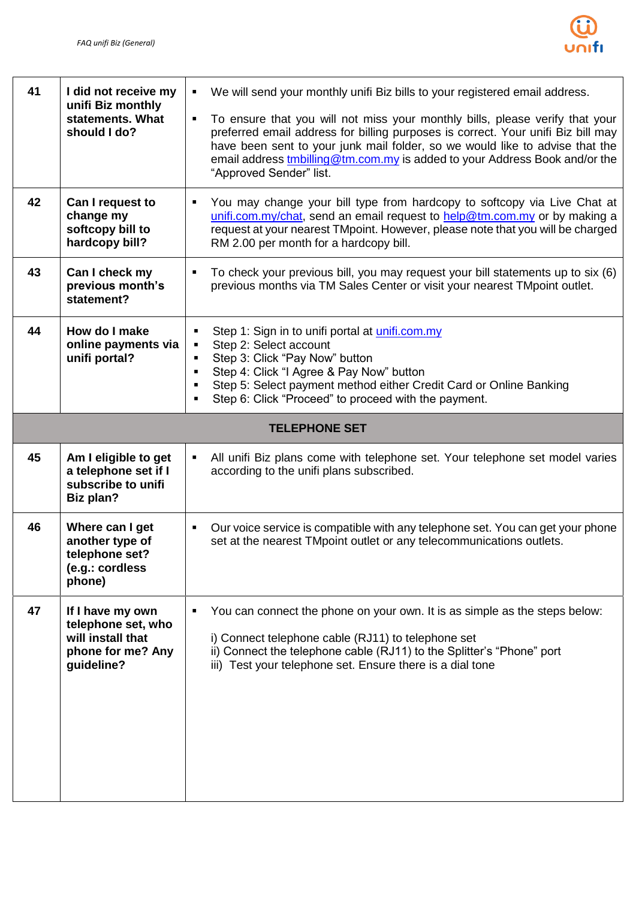| | | |
|---|---|---|
| **41** | **I did not receive my unifi Biz monthly statements. What should I do?** | ▪ We will send your monthly unifi Biz bills to your registered email address.<br>▪ To ensure that you will not miss your monthly bills, please verify that your preferred email address for billing purposes is correct. Your unifi Biz bill may have been sent to your junk mail folder, so we would like to advise that the email address tmbilling@tm.com.my is added to your Address Book and/or the "Approved Sender" list. |
| **42** | **Can I request to change my softcopy bill to hardcopy bill?** | ▪ You may change your bill type from hardcopy to softcopy via Live Chat at unifi.com.my/chat, send an email request to help@tm.com.my or by making a request at your nearest TMpoint. However, please note that you will be charged RM 2.00 per month for a hardcopy bill. |
| **43** | **Can I check my previous month's statement?** | ▪ To check your previous bill, you may request your bill statements up to six (6) previous months via TM Sales Center or visit your nearest TMpoint outlet. |
| **44** | **How do I make online payments via unifi portal?** | ▪ Step 1: Sign in to unifi portal at unifi.com.my<br>▪ Step 2: Select account<br>▪ Step 3: Click "Pay Now" button<br>▪ Step 4: Click "I Agree & Pay Now" button<br>▪ Step 5: Select payment method either Credit Card or Online Banking<br>▪ Step 6: Click "Proceed" to proceed with the payment. |
| | | **TELEPHONE SET** |
| **45** | **Am I eligible to get a telephone set if I subscribe to unifi Biz plan?** | ▪ All unifi Biz plans come with telephone set. Your telephone set model varies according to the unifi plans subscribed. |
| **46** | **Where can I get another type of telephone set? (e.g.: cordless phone)** | ▪ Our voice service is compatible with any telephone set. You can get your phone set at the nearest TMpoint outlet or any telecommunications outlets. |
| **47** | **If I have my own telephone set, who will install that phone for me? Any guideline?** | ▪ You can connect the phone on your own. It is as simple as the steps below:<br><br>i) Connect telephone cable (RJ11) to telephone set<br>ii) Connect the telephone cable (RJ11) to the Splitter's "Phone" port<br>iii) Test your telephone set. Ensure there is a dial tone |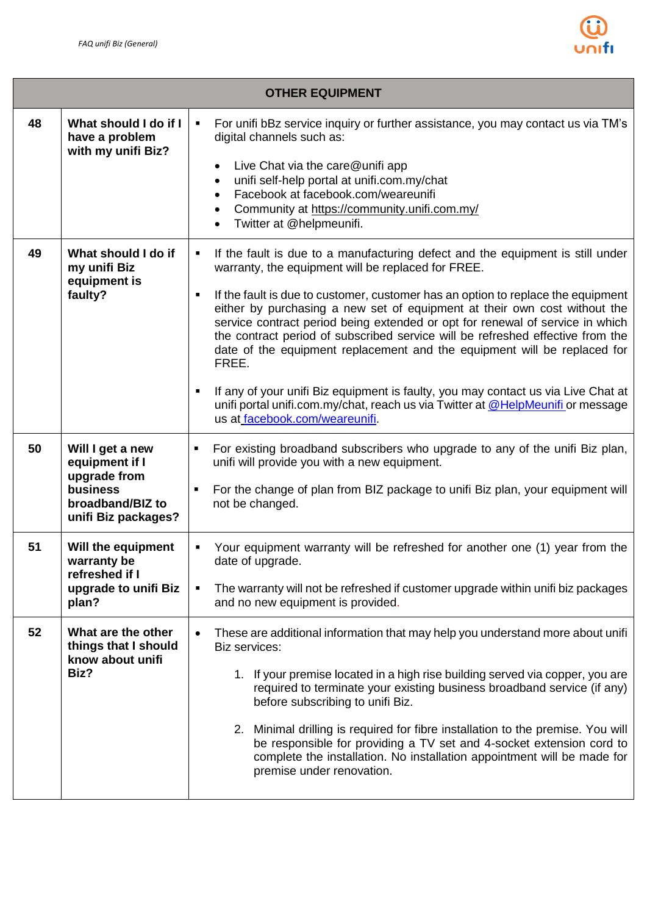| OTHER EQUIPMENT | | |
|---|---|---|
| 48 | **What should I do if I have a problem with my unifi Biz?** | ▪ For unifi bBz service inquiry or further assistance, you may contact us via TM's digital channels such as:<br>• Live Chat via the care@unifi app<br>• unifi self-help portal at unifi.com.my/chat<br>• Facebook at facebook.com/weareunifi<br>• Community at https://community.unifi.com.my/<br>• Twitter at @helpmeunifi. |
| 49 | **What should I do if my unifi Biz equipment is faulty?** | ▪ If the fault is due to a manufacturing defect and the equipment is still under warranty, the equipment will be replaced for FREE.<br>▪ If the fault is due to customer, customer has an option to replace the equipment either by purchasing a new set of equipment at their own cost without the service contract period being extended or opt for renewal of service in which the contract period of subscribed service will be refreshed effective from the date of the equipment replacement and the equipment will be replaced for FREE.<br>▪ If any of your unifi Biz equipment is faulty, you may contact us via Live Chat at unifi portal unifi.com.my/chat, reach us via Twitter at @HelpMeunifi or message us at facebook.com/weareunifi. |
| 50 | **Will I get a new equipment if I upgrade from business broadband/BIZ to unifi Biz packages?** | ▪ For existing broadband subscribers who upgrade to any of the unifi Biz plan, unifi will provide you with a new equipment.<br>▪ For the change of plan from BIZ package to unifi Biz plan, your equipment will not be changed. |
| 51 | **Will the equipment warranty be refreshed if I upgrade to unifi Biz plan?** | ▪ Your equipment warranty will be refreshed for another one (1) year from the date of upgrade.<br>▪ The warranty will not be refreshed if customer upgrade within unifi biz packages and no new equipment is provided. |
| 52 | **What are the other things that I should know about unifi Biz?** | • These are additional information that may help you understand more about unifi Biz services:<br>1. If your premise located in a high rise building served via copper, you are required to terminate your existing business broadband service (if any) before subscribing to unifi Biz.<br>2. Minimal drilling is required for fibre installation to the premise. You will be responsible for providing a TV set and 4-socket extension cord to complete the installation. No installation appointment will be made for premise under renovation. |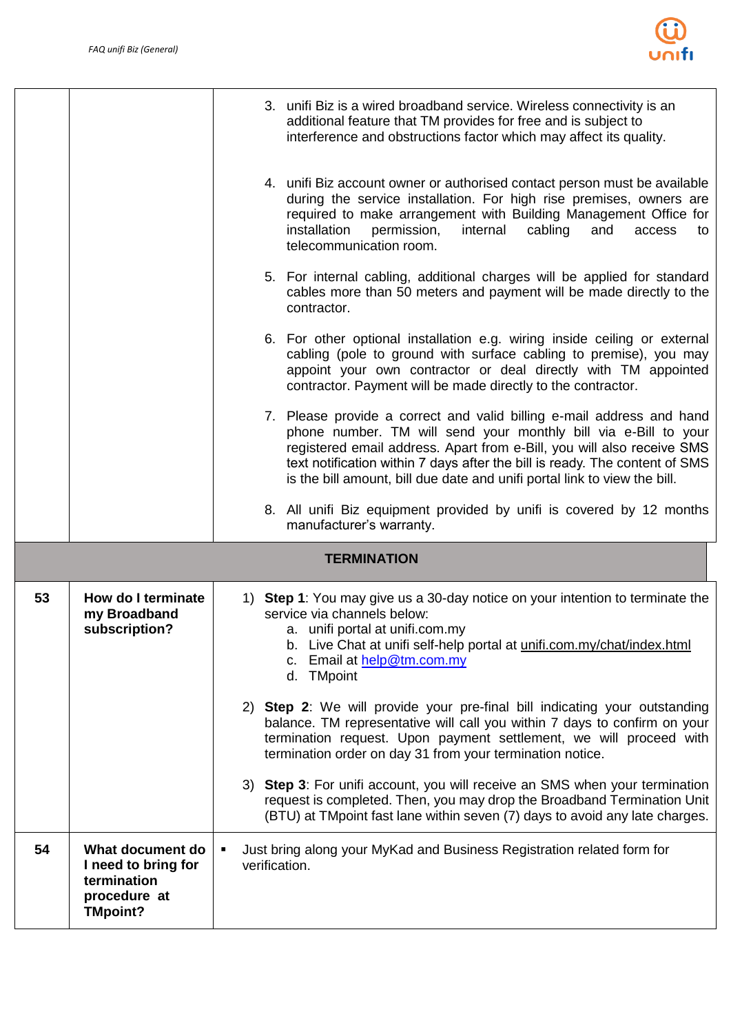| | | |
|---|---|---|
| | | 3. unifi Biz is a wired broadband service. Wireless connectivity is an additional feature that TM provides for free and is subject to interference and obstructions factor which may affect its quality.<br><br>4. unifi Biz account owner or authorised contact person must be available during the service installation. For high rise premises, owners are required to make arrangement with Building Management Office for installation permission, internal cabling and access to telecommunication room.<br><br>5. For internal cabling, additional charges will be applied for standard cables more than 50 meters and payment will be made directly to the contractor.<br><br>6. For other optional installation e.g. wiring inside ceiling or external cabling (pole to ground with surface cabling to premise), you may appoint your own contractor or deal directly with TM appointed contractor. Payment will be made directly to the contractor.<br><br>7. Please provide a correct and valid billing e-mail address and hand phone number. TM will send your monthly bill via e-Bill to your registered email address. Apart from e-Bill, you will also receive SMS text notification within 7 days after the bill is ready. The content of SMS is the bill amount, bill due date and unifi portal link to view the bill.<br><br>8. All unifi Biz equipment provided by unifi is covered by 12 months manufacturer's warranty. |
| | **TERMINATION** | |
| **53** | **How do I terminate my Broadband subscription?** | 1) **Step 1**: You may give us a 30-day notice on your intention to terminate the service via channels below:<br>a. unifi portal at unifi.com.my<br>b. Live Chat at unifi self-help portal at unifi.com.my/chat/index.html<br>c. Email at help@tm.com.my<br>d. TMpoint<br><br>2) **Step 2**: We will provide your pre-final bill indicating your outstanding balance. TM representative will call you within 7 days to confirm on your termination request. Upon payment settlement, we will proceed with termination order on day 31 from your termination notice.<br><br>3) **Step 3**: For unifi account, you will receive an SMS when your termination request is completed. Then, you may drop the Broadband Termination Unit (BTU) at TMpoint fast lane within seven (7) days to avoid any late charges. |
| **54** | **What document do I need to bring for termination procedure at TMpoint?** | ▪ Just bring along your MyKad and Business Registration related form for verification. |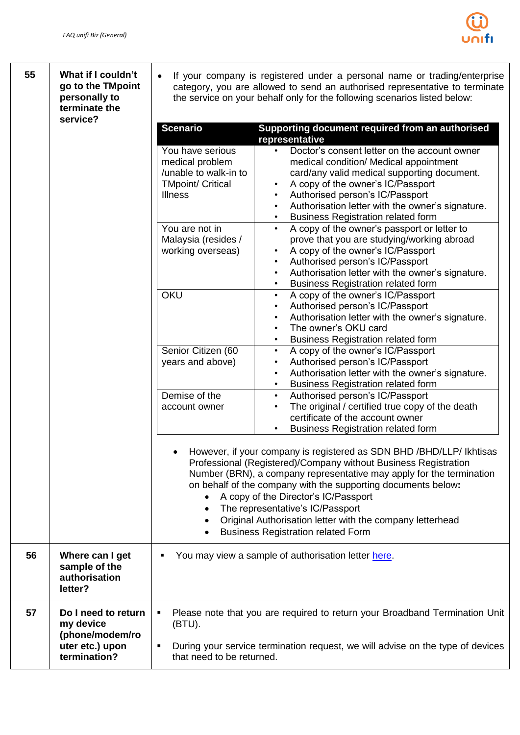| No. | Question | Answer |
|---|---|---|
| **55** | **What if I couldn't go to the TMpoint personally to terminate the service?** | • If your company is registered under a personal name or trading/enterprise category, you are allowed to send an authorised representative to terminate the service on your behalf only for the following scenarios listed below:<br><br>**Scenario:** You have serious medical problem /unable to walk-in to TMpoint/ Critical Illness<br>**Supporting document required from an authorised representative:**<br>• Doctor's consent letter on the account owner medical condition/ Medical appointment card/any valid medical supporting document.<br>• A copy of the owner's IC/Passport<br>• Authorised person's IC/Passport<br>• Authorisation letter with the owner's signature.<br>• Business Registration related form<br><br>**Scenario:** You are not in Malaysia (resides / working overseas)<br>**Supporting document required from an authorised representative:**<br>• A copy of the owner's passport or letter to prove that you are studying/working abroad<br>• A copy of the owner's IC/Passport<br>• Authorised person's IC/Passport<br>• Authorisation letter with the owner's signature.<br>• Business Registration related form<br><br>**Scenario:** OKU<br>**Supporting document required from an authorised representative:**<br>• A copy of the owner's IC/Passport<br>• Authorised person's IC/Passport<br>• Authorisation letter with the owner's signature.<br>• The owner's OKU card<br>• Business Registration related form<br><br>**Scenario:** Senior Citizen (60 years and above)<br>**Supporting document required from an authorised representative:**<br>• A copy of the owner's IC/Passport<br>• Authorised person's IC/Passport<br>• Authorisation letter with the owner's signature.<br>• Business Registration related form<br><br>**Scenario:** Demise of the account owner<br>**Supporting document required from an authorised representative:**<br>• Authorised person's IC/Passport<br>• The original / certified true copy of the death certificate of the account owner<br>• Business Registration related form<br><br>• However, if your company is registered as SDN BHD /BHD/LLP/ Ikhtisas Professional (Registered)/Company without Business Registration Number (BRN), a company representative may apply for the termination on behalf of the company with the supporting documents below**:**<br>  • A copy of the Director's IC/Passport<br>  • The representative's IC/Passport<br>  • Original Authorisation letter with the company letterhead<br>  • Business Registration related Form |
| **56** | **Where can I get sample of the authorisation letter?** | ▪ You may view a sample of authorisation letter here. |
| **57** | **Do I need to return my device (phone/modem/router etc.) upon termination?** | ▪ Please note that you are required to return your Broadband Termination Unit (BTU).<br><br>▪ During your service termination request, we will advise on the type of devices that need to be returned. |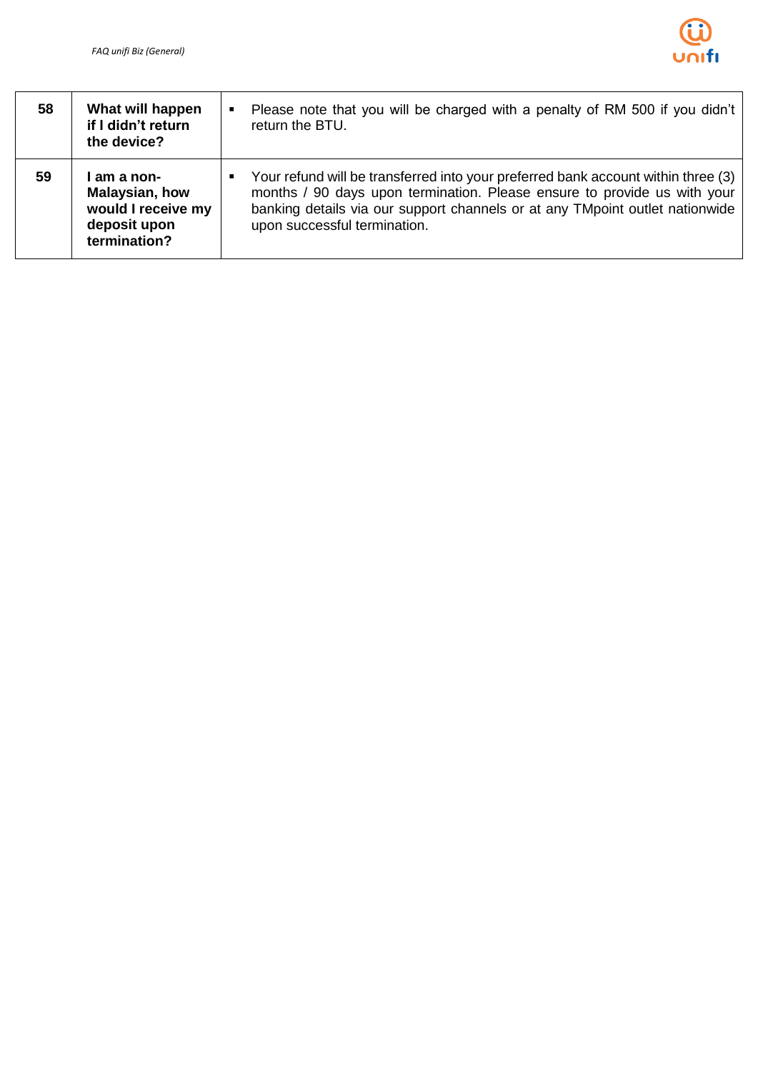| | | |
|---|---|---|
| 58 | **What will happen if I didn't return the device?** | ▪ Please note that you will be charged with a penalty of RM 500 if you didn't return the BTU. |
| 59 | **I am a non-Malaysian, how would I receive my deposit upon termination?** | ▪ Your refund will be transferred into your preferred bank account within three (3) months / 90 days upon termination. Please ensure to provide us with your banking details via our support channels or at any TMpoint outlet nationwide upon successful termination. |